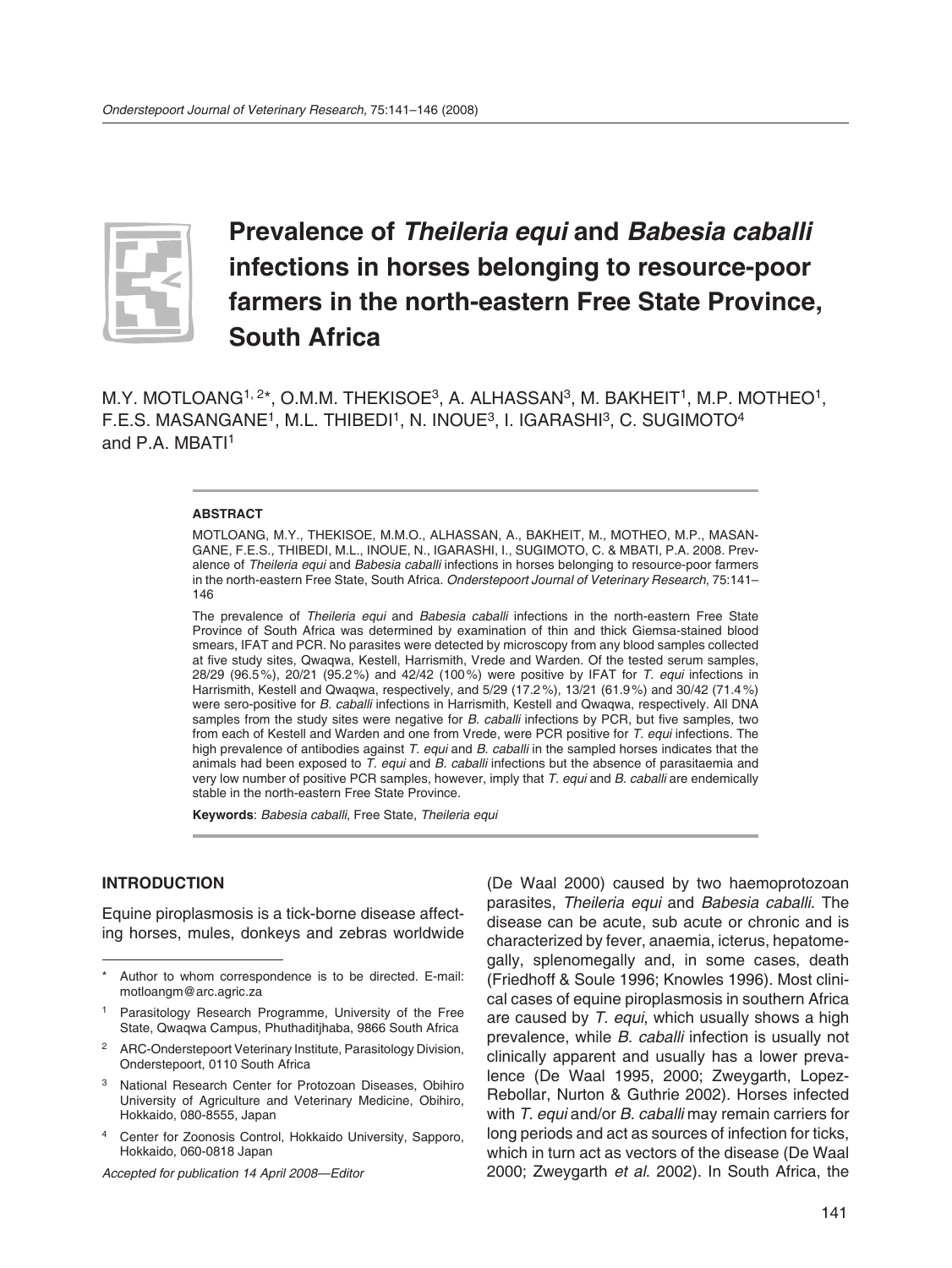# Prevalence of *Theileria equi* and *Babesia caballi* infections in horses belonging to resource-poor farmers in the north-eastern Free State Province, South Africa

M.Y. MOTLOANG[1, 2*], O.M.M. THEKISOE[3], A. ALHASSAN[3], M. BAKHEIT[1], M.P. MOTHEO[1], F.E.S. MASANGANE[1], M.L. THIBEDI[1], N. INOUE[3], I. IGARASHI[3], C. SUGIMOTO[4] and P.A. MBATI[1]

### ABSTRACT

MOTLOANG, M.Y., THEKISOE, M.M.O., ALHASSAN, A., BAKHEIT, M., MOTHEO, M.P., MASANGANE, F.E.S., THIBEDI, M.L., INOUE, N., IGARASHI, I., SUGIMOTO, C. & MBATI, P.A. 2008. Prevalence of *Theileria equi* and *Babesia caballi* infections in horses belonging to resource-poor farmers in the north-eastern Free State, South Africa. *Onderstepoort Journal of Veterinary Research*, 75:141–146

The prevalence of *Theileria equi* and *Babesia caballi* infections in the north-eastern Free State Province of South Africa was determined by examination of thin and thick Giemsa-stained blood smears, IFAT and PCR. No parasites were detected by microscopy from any blood samples collected at five study sites, Qwaqwa, Kestell, Harrismith, Vrede and Warden. Of the tested serum samples, 28/29 (96.5 %), 20/21 (95.2 %) and 42/42 (100 %) were positive by IFAT for *T. equi* infections in Harrismith, Kestell and Qwaqwa, respectively, and 5/29 (17.2 %), 13/21 (61.9 %) and 30/42 (71.4 %) were sero-positive for *B. caballi* infections in Harrismith, Kestell and Qwaqwa, respectively. All DNA samples from the study sites were negative for *B. caballi* infections by PCR, but five samples, two from each of Kestell and Warden and one from Vrede, were PCR positive for *T. equi* infections. The high prevalence of antibodies against *T. equi* and *B. caballi* in the sampled horses indicates that the animals had been exposed to *T. equi* and *B. caballi* infections but the absence of parasitaemia and very low number of positive PCR samples, however, imply that *T. equi* and *B. caballi* are endemically stable in the north-eastern Free State Province.

**Keywords**: *Babesia caballi*, Free State, *Theileria equi*

## INTRODUCTION

Equine piroplasmosis is a tick-borne disease affecting horses, mules, donkeys and zebras worldwide (De Waal 2000) caused by two haemoprotozoan parasites, *Theileria equi* and *Babesia caballi*. The disease can be acute, sub acute or chronic and is characterized by fever, anaemia, icterus, hepatomegally, splenomegally and, in some cases, death (Friedhoff & Soule 1996; Knowles 1996). Most clinical cases of equine piroplasmosis in southern Africa are caused by *T. equi*, which usually shows a high prevalence, while *B. caballi* infection is usually not clinically apparent and usually has a lower prevalence (De Waal 1995, 2000; Zweygarth, Lopez-Rebollar, Nurton & Guthrie 2002). Horses infected with *T. equi* and/or *B. caballi* may remain carriers for long periods and act as sources of infection for ticks, which in turn act as vectors of the disease (De Waal 2000; Zweygarth *et al.* 2002). In South Africa, the

---

\* Author to whom correspondence is to be directed. E-mail: motloangm@arc.agric.za

[1] Parasitology Research Programme, University of the Free State, Qwaqwa Campus, Phuthaditjhaba, 9866 South Africa

[2] ARC-Onderstepoort Veterinary Institute, Parasitology Division, Onderstepoort, 0110 South Africa

[3] National Research Center for Protozoan Diseases, Obihiro University of Agriculture and Veterinary Medicine, Obihiro, Hokkaido, 080-8555, Japan

[4] Center for Zoonosis Control, Hokkaido University, Sapporo, Hokkaido, 060-0818 Japan

*Accepted for publication 14 April 2008—Editor*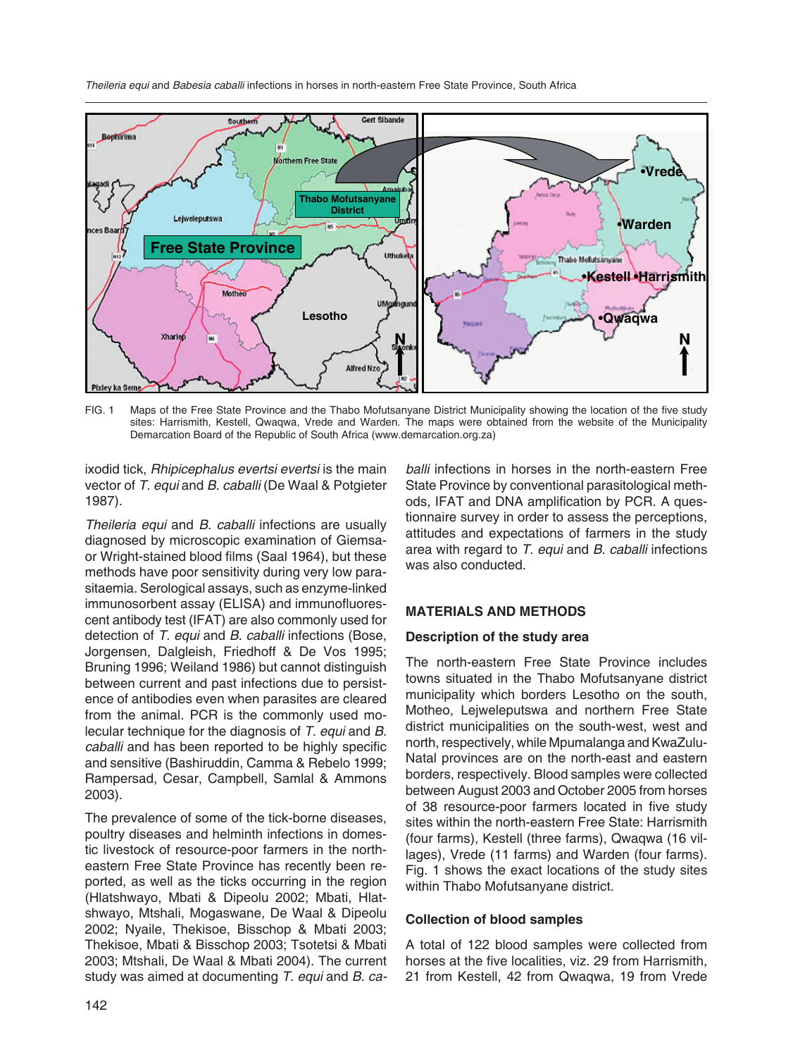FIG. 1 Maps of the Free State Province and the Thabo Mofutsanyane District Municipality showing the location of the five study sites: Harrismith, Kestell, Qwaqwa, Vrede and Warden. The maps were obtained from the website of the Municipality Demarcation Board of the Republic of South Africa (www.demarcation.org.za)

ixodid tick, *Rhipicephalus evertsi evertsi* is the main vector of *T. equi* and *B. caballi* (De Waal & Potgieter 1987).

*Theileria equi* and *B. caballi* infections are usually diagnosed by microscopic examination of Giemsa- or Wright-stained blood films (Saal 1964), but these methods have poor sensitivity during very low parasitaemia. Serological assays, such as enzyme-linked immunosorbent assay (ELISA) and immunofluorescent antibody test (IFAT) are also commonly used for detection of *T. equi* and *B. caballi* infections (Bose, Jorgensen, Dalgleish, Friedhoff & De Vos 1995; Bruning 1996; Weiland 1986) but cannot distinguish between current and past infections due to persistence of antibodies even when parasites are cleared from the animal. PCR is the commonly used molecular technique for the diagnosis of *T. equi* and *B. caballi* and has been reported to be highly specific and sensitive (Bashiruddin, Camma & Rebelo 1999; Rampersad, Cesar, Campbell, Samlal & Ammons 2003).

The prevalence of some of the tick-borne diseases, poultry diseases and helminth infections in domestic livestock of resource-poor farmers in the north-eastern Free State Province has recently been reported, as well as the ticks occurring in the region (Hlatshwayo, Mbati & Dipeolu 2002; Mbati, Hlatshwayo, Mtshali, Mogaswane, De Waal & Dipeolu 2002; Nyaile, Thekisoe, Bisschop & Mbati 2003; Thekisoe, Mbati & Bisschop 2003; Tsotetsi & Mbati 2003; Mtshali, De Waal & Mbati 2004). The current study was aimed at documenting *T. equi* and *B. caballi* infections in horses in the north-eastern Free State Province by conventional parasitological methods, IFAT and DNA amplification by PCR. A questionnaire survey in order to assess the perceptions, attitudes and expectations of farmers in the study area with regard to *T. equi* and *B. caballi* infections was also conducted.

## MATERIALS AND METHODS

### Description of the study area

The north-eastern Free State Province includes towns situated in the Thabo Mofutsanyane district municipality which borders Lesotho on the south, Motheo, Lejweleputswa and northern Free State district municipalities on the south-west, west and north, respectively, while Mpumalanga and KwaZulu-Natal provinces are on the north-east and eastern borders, respectively. Blood samples were collected between August 2003 and October 2005 from horses of 38 resource-poor farmers located in five study sites within the north-eastern Free State: Harrismith (four farms), Kestell (three farms), Qwaqwa (16 villages), Vrede (11 farms) and Warden (four farms). Fig. 1 shows the exact locations of the study sites within Thabo Mofutsanyane district.

### Collection of blood samples

A total of 122 blood samples were collected from horses at the five localities, viz. 29 from Harrismith, 21 from Kestell, 42 from Qwaqwa, 19 from Vrede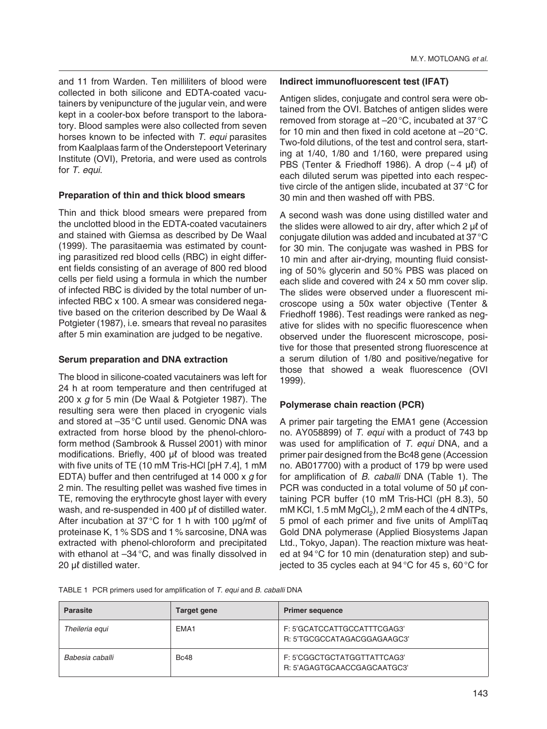and 11 from Warden. Ten milliliters of blood were collected in both silicone and EDTA-coated vacutainers by venipuncture of the jugular vein, and were kept in a cooler-box before transport to the laboratory. Blood samples were also collected from seven horses known to be infected with *T. equi* parasites from Kaalplaas farm of the Onderstepoort Veterinary Institute (OVI), Pretoria, and were used as controls for *T. equi*.

### Preparation of thin and thick blood smears

Thin and thick blood smears were prepared from the unclotted blood in the EDTA-coated vacutainers and stained with Giemsa as described by De Waal (1999). The parasitaemia was estimated by counting parasitized red blood cells (RBC) in eight different fields consisting of an average of 800 red blood cells per field using a formula in which the number of infected RBC is divided by the total number of uninfected RBC x 100. A smear was considered negative based on the criterion described by De Waal & Potgieter (1987), i.e. smears that reveal no parasites after 5 min examination are judged to be negative.

### Serum preparation and DNA extraction

The blood in silicone-coated vacutainers was left for 24 h at room temperature and then centrifuged at 200 x *g* for 5 min (De Waal & Potgieter 1987). The resulting sera were then placed in cryogenic vials and stored at –35 °C until used. Genomic DNA was extracted from horse blood by the phenol-chloroform method (Sambrook & Russel 2001) with minor modifications. Briefly, 400 μℓ of blood was treated with five units of TE (10 mM Tris-HCl [pH 7.4], 1 mM EDTA) buffer and then centrifuged at 14 000 x *g* for 2 min. The resulting pellet was washed five times in TE, removing the erythrocyte ghost layer with every wash, and re-suspended in 400 μℓ of distilled water. After incubation at 37 °C for 1 h with 100 μg/mℓ of proteinase K, 1 % SDS and 1 % sarcosine, DNA was extracted with phenol-chloroform and precipitated with ethanol at –34 °C, and was finally dissolved in 20 μℓ distilled water.

### Indirect immunofluorescent test (IFAT)

Antigen slides, conjugate and control sera were obtained from the OVI. Batches of antigen slides were removed from storage at –20 °C, incubated at 37 °C for 10 min and then fixed in cold acetone at –20 °C. Two-fold dilutions, of the test and control sera, starting at 1/40, 1/80 and 1/160, were prepared using PBS (Tenter & Friedhoff 1986). A drop (~ 4 μℓ) of each diluted serum was pipetted into each respective circle of the antigen slide, incubated at 37 °C for 30 min and then washed off with PBS.

A second wash was done using distilled water and the slides were allowed to air dry, after which 2 μℓ of conjugate dilution was added and incubated at 37 °C for 30 min. The conjugate was washed in PBS for 10 min and after air-drying, mounting fluid consisting of 50 % glycerin and 50 % PBS was placed on each slide and covered with 24 x 50 mm cover slip. The slides were observed under a fluorescent microscope using a 50x water objective (Tenter & Friedhoff 1986). Test readings were ranked as negative for slides with no specific fluorescence when observed under the fluorescent microscope, positive for those that presented strong fluorescence at a serum dilution of 1/80 and positive/negative for those that showed a weak fluorescence (OVI 1999).

### Polymerase chain reaction (PCR)

A primer pair targeting the EMA1 gene (Accession no. AY058899) of *T. equi* with a product of 743 bp was used for amplification of *T. equi* DNA, and a primer pair designed from the Bc48 gene (Accession no. AB017700) with a product of 179 bp were used for amplification of *B. caballi* DNA (Table 1). The PCR was conducted in a total volume of 50 μℓ containing PCR buffer (10 mM Tris-HCl (pH 8.3), 50 mM KCl, 1.5 mM $MgCl_2$), 2 mM each of the 4 dNTPs, 5 pmol of each primer and five units of AmpliTaq Gold DNA polymerase (Applied Biosystems Japan Ltd., Tokyo, Japan). The reaction mixture was heated at 94 °C for 10 min (denaturation step) and subjected to 35 cycles each at 94 °C for 45 s, 60 °C for

TABLE 1 PCR primers used for amplification of *T. equi* and *B. caballi* DNA

| Parasite | Target gene | Primer sequence |
| --- | --- | --- |
| *Theileria equi* | EMA1 | F: 5'GCATCCATTGCCATTTCGAG3'<br>R: 5'TGCGCCATAGACGGAGAAGC3' |
| *Babesia caballi* | Bc48 | F: 5'CGGCTGCTATGGTTATTCAG3'<br>R: 5'AGAGTGCAACCGAGCAATGC3' |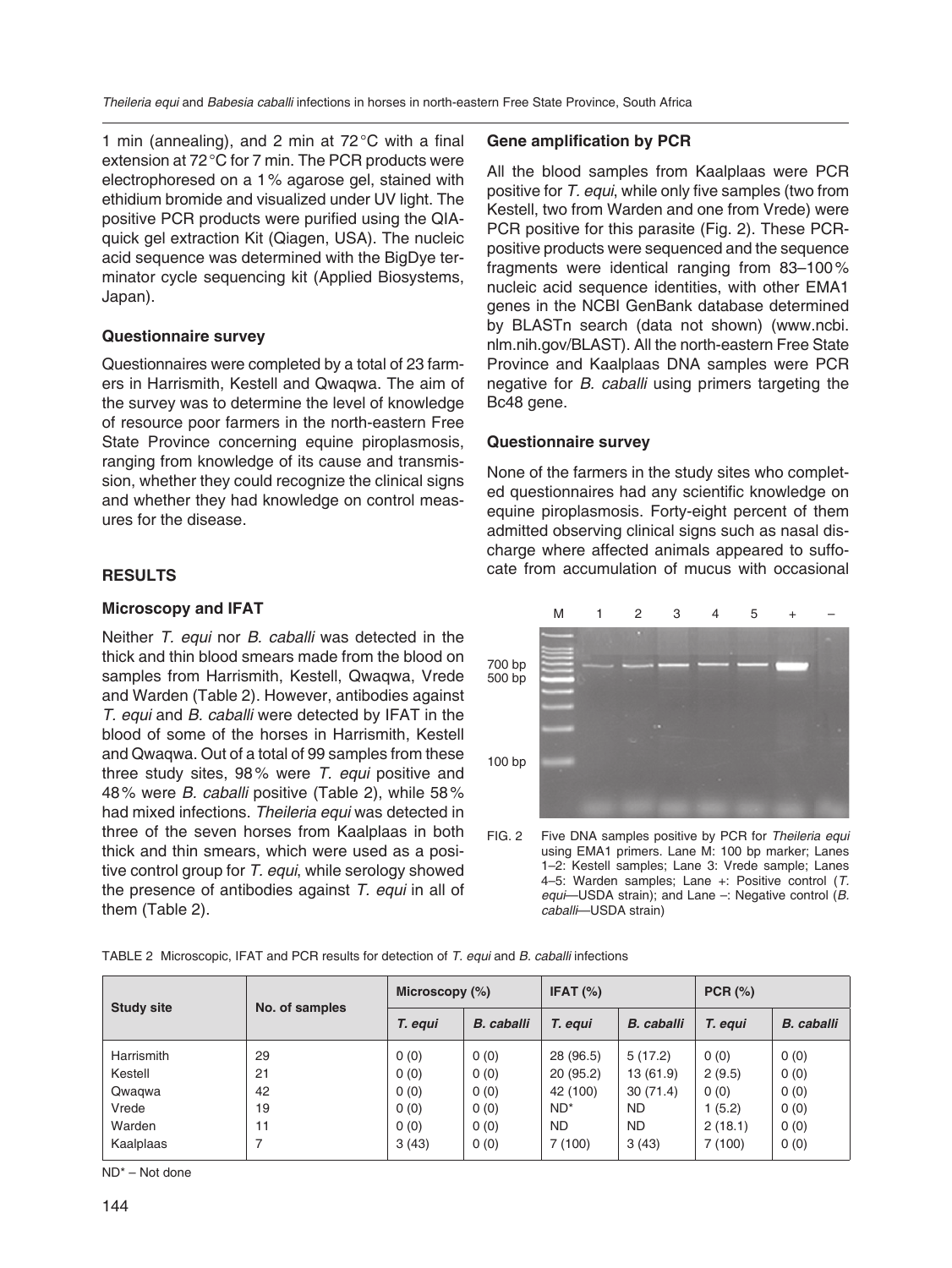1 min (annealing), and 2 min at 72 °C with a final extension at 72 °C for 7 min. The PCR products were electrophoresed on a 1 % agarose gel, stained with ethidium bromide and visualized under UV light. The positive PCR products were purified using the QIAquick gel extraction Kit (Qiagen, USA). The nucleic acid sequence was determined with the BigDye terminator cycle sequencing kit (Applied Biosystems, Japan).

### Questionnaire survey

Questionnaires were completed by a total of 23 farmers in Harrismith, Kestell and Qwaqwa. The aim of the survey was to determine the level of knowledge of resource poor farmers in the north-eastern Free State Province concerning equine piroplasmosis, ranging from knowledge of its cause and transmission, whether they could recognize the clinical signs and whether they had knowledge on control measures for the disease.

## RESULTS

### Microscopy and IFAT

Neither *T. equi* nor *B. caballi* was detected in the thick and thin blood smears made from the blood on samples from Harrismith, Kestell, Qwaqwa, Vrede and Warden (Table 2). However, antibodies against *T. equi* and *B. caballi* were detected by IFAT in the blood of some of the horses in Harrismith, Kestell and Qwaqwa. Out of a total of 99 samples from these three study sites, 98 % were *T. equi* positive and 48 % were *B. caballi* positive (Table 2), while 58 % had mixed infections. *Theileria equi* was detected in three of the seven horses from Kaalplaas in both thick and thin smears, which were used as a positive control group for *T. equi*, while serology showed the presence of antibodies against *T. equi* in all of them (Table 2).

### Gene amplification by PCR

All the blood samples from Kaalplaas were PCR positive for *T. equi*, while only five samples (two from Kestell, two from Warden and one from Vrede) were PCR positive for this parasite (Fig. 2). These PCR-positive products were sequenced and the sequence fragments were identical ranging from 83–100 % nucleic acid sequence identities, with other EMA1 genes in the NCBI GenBank database determined by BLASTn search (data not shown) (www.ncbi.nlm.nih.gov/BLAST). All the north-eastern Free State Province and Kaalplaas DNA samples were PCR negative for *B. caballi* using primers targeting the Bc48 gene.

### Questionnaire survey

None of the farmers in the study sites who completed questionnaires had any scientific knowledge on equine piroplasmosis. Forty-eight percent of them admitted observing clinical signs such as nasal discharge where affected animals appeared to suffocate from accumulation of mucus with occasional

FIG. 2 Five DNA samples positive by PCR for *Theileria equi* using EMA1 primers. Lane M: 100 bp marker; Lanes 1–2: Kestell samples; Lane 3: Vrede sample; Lanes 4–5: Warden samples; Lane +: Positive control (*T. equi*—USDA strain); and Lane –: Negative control (*B. caballi*—USDA strain)

TABLE 2 Microscopic, IFAT and PCR results for detection of *T. equi* and *B. caballi* infections

| Study site | No. of samples | Microscopy (%) | | IFAT (%) | | PCR (%) | |
|---|---|---|---|---|---|---|---|
| | | *T. equi* | *B. caballi* | *T. equi* | *B. caballi* | *T. equi* | *B. caballi* |
| Harrismith | 29 | 0 (0) | 0 (0) | 28 (96.5) | 5 (17.2) | 0 (0) | 0 (0) |
| Kestell | 21 | 0 (0) | 0 (0) | 20 (95.2) | 13 (61.9) | 2 (9.5) | 0 (0) |
| Qwaqwa | 42 | 0 (0) | 0 (0) | 42 (100) | 30 (71.4) | 0 (0) | 0 (0) |
| Vrede | 19 | 0 (0) | 0 (0) | ND* | ND | 1 (5.2) | 0 (0) |
| Warden | 11 | 0 (0) | 0 (0) | ND | ND | 2 (18.1) | 0 (0) |
| Kaalplaas | 7 | 3 (43) | 0 (0) | 7 (100) | 3 (43) | 7 (100) | 0 (0) |

ND* – Not done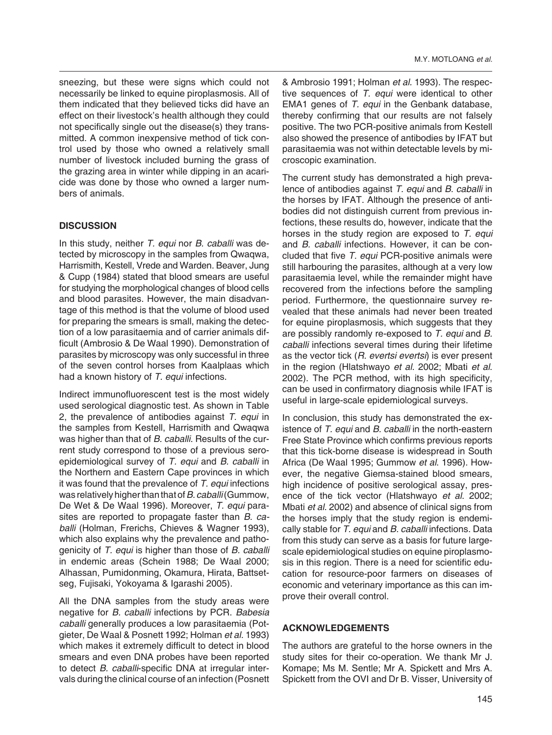sneezing, but these were signs which could not necessarily be linked to equine piroplasmosis. All of them indicated that they believed ticks did have an effect on their livestock's health although they could not specifically single out the disease(s) they transmitted. A common inexpensive method of tick control used by those who owned a relatively small number of livestock included burning the grass of the grazing area in winter while dipping in an acaricide was done by those who owned a larger numbers of animals.

## DISCUSSION

In this study, neither *T. equi* nor *B. caballi* was detected by microscopy in the samples from Qwaqwa, Harrismith, Kestell, Vrede and Warden. Beaver, Jung & Cupp (1984) stated that blood smears are useful for studying the morphological changes of blood cells and blood parasites. However, the main disadvantage of this method is that the volume of blood used for preparing the smears is small, making the detection of a low parasitaemia and of carrier animals difficult (Ambrosio & De Waal 1990). Demonstration of parasites by microscopy was only successful in three of the seven control horses from Kaalplaas which had a known history of *T. equi* infections.

Indirect immunofluorescent test is the most widely used serological diagnostic test. As shown in Table 2, the prevalence of antibodies against *T. equi* in the samples from Kestell, Harrismith and Qwaqwa was higher than that of *B. caballi*. Results of the current study correspond to those of a previous sero-epidemiological survey of *T. equi* and *B. caballi* in the Northern and Eastern Cape provinces in which it was found that the prevalence of *T. equi* infections was relatively higher than that of *B. caballi* (Gummow, De Wet & De Waal 1996). Moreover, *T. equi* parasites are reported to propagate faster than *B. caballi* (Holman, Frerichs, Chieves & Wagner 1993), which also explains why the prevalence and pathogenicity of *T. equi* is higher than those of *B. caballi* in endemic areas (Schein 1988; De Waal 2000; Alhassan, Pumidonming, Okamura, Hirata, Battsetseg, Fujisaki, Yokoyama & Igarashi 2005).

All the DNA samples from the study areas were negative for *B. caballi* infections by PCR. *Babesia caballi* generally produces a low parasitaemia (Potgieter, De Waal & Posnett 1992; Holman *et al.* 1993) which makes it extremely difficult to detect in blood smears and even DNA probes have been reported to detect *B. caballi*-specific DNA at irregular intervals during the clinical course of an infection (Posnett & Ambrosio 1991; Holman *et al.* 1993). The respective sequences of *T. equi* were identical to other EMA1 genes of *T. equi* in the Genbank database, thereby confirming that our results are not falsely positive. The two PCR-positive animals from Kestell also showed the presence of antibodies by IFAT but parasitaemia was not within detectable levels by microscopic examination.

The current study has demonstrated a high prevalence of antibodies against *T. equi* and *B. caballi* in the horses by IFAT. Although the presence of antibodies did not distinguish current from previous infections, these results do, however, indicate that the horses in the study region are exposed to *T. equi* and *B. caballi* infections. However, it can be concluded that five *T. equi* PCR-positive animals were still harbouring the parasites, although at a very low parasitaemia level, while the remainder might have recovered from the infections before the sampling period. Furthermore, the questionnaire survey revealed that these animals had never been treated for equine piroplasmosis, which suggests that they are possibly randomly re-exposed to *T. equi* and *B. caballi* infections several times during their lifetime as the vector tick (*R. evertsi evertsi*) is ever present in the region (Hlatshwayo *et al.* 2002; Mbati *et al.* 2002). The PCR method, with its high specificity, can be used in confirmatory diagnosis while IFAT is useful in large-scale epidemiological surveys.

In conclusion, this study has demonstrated the existence of *T. equi* and *B. caballi* in the north-eastern Free State Province which confirms previous reports that this tick-borne disease is widespread in South Africa (De Waal 1995; Gummow *et al.* 1996). However, the negative Giemsa-stained blood smears, high incidence of positive serological assay, presence of the tick vector (Hlatshwayo *et al.* 2002; Mbati *et al.* 2002) and absence of clinical signs from the horses imply that the study region is endemically stable for *T. equi* and *B. caballi* infections. Data from this study can serve as a basis for future large-scale epidemiological studies on equine piroplasmosis in this region. There is a need for scientific education for resource-poor farmers on diseases of economic and veterinary importance as this can improve their overall control.

## ACKNOWLEDGEMENTS

The authors are grateful to the horse owners in the study sites for their co-operation. We thank Mr J. Komape; Ms M. Sentle; Mr A. Spickett and Mrs A. Spickett from the OVI and Dr B. Visser, University of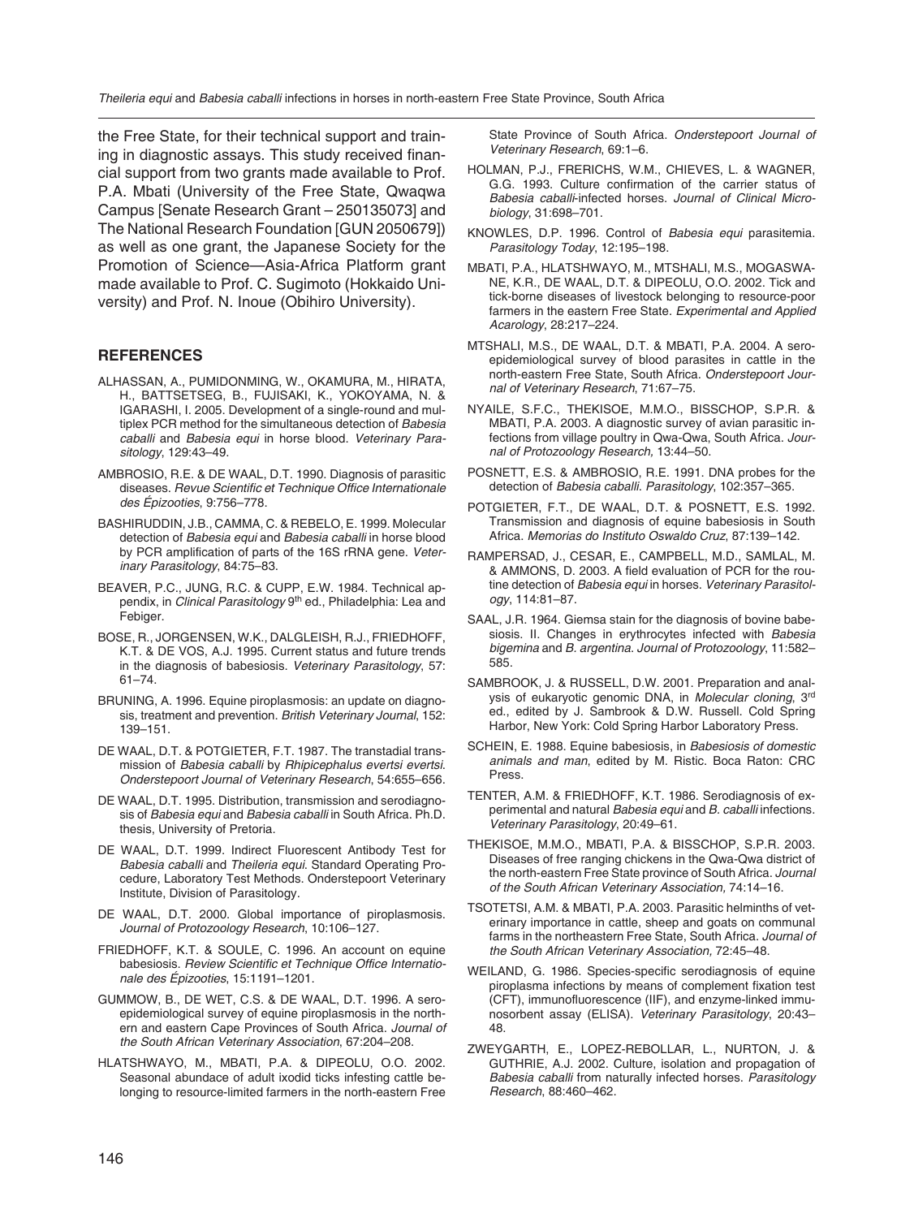the Free State, for their technical support and training in diagnostic assays. This study received financial support from two grants made available to Prof. P.A. Mbati (University of the Free State, Qwaqwa Campus [Senate Research Grant – 250135073] and The National Research Foundation [GUN 2050679]) as well as one grant, the Japanese Society for the Promotion of Science—Asia-Africa Platform grant made available to Prof. C. Sugimoto (Hokkaido University) and Prof. N. Inoue (Obihiro University).

## REFERENCES

ALHASSAN, A., PUMIDONMING, W., OKAMURA, M., HIRATA, H., BATTSETSEG, B., FUJISAKI, K., YOKOYAMA, N. & IGARASHI, I. 2005. Development of a single-round and multiplex PCR method for the simultaneous detection of *Babesia caballi* and *Babesia equi* in horse blood. *Veterinary Parasitology*, 129:43–49.

AMBROSIO, R.E. & DE WAAL, D.T. 1990. Diagnosis of parasitic diseases. *Revue Scientific et Technique Office Internationale des Épizooties*, 9:756–778.

BASHIRUDDIN, J.B., CAMMA, C. & REBELO, E. 1999. Molecular detection of *Babesia equi* and *Babesia caballi* in horse blood by PCR amplification of parts of the 16S rRNA gene. *Veterinary Parasitology*, 84:75–83.

BEAVER, P.C., JUNG, R.C. & CUPP, E.W. 1984. Technical appendix, in *Clinical Parasitology* 9th ed., Philadelphia: Lea and Febiger.

BOSE, R., JORGENSEN, W.K., DALGLEISH, R.J., FRIEDHOFF, K.T. & DE VOS, A.J. 1995. Current status and future trends in the diagnosis of babesiosis. *Veterinary Parasitology*, 57: 61–74.

BRUNING, A. 1996. Equine piroplasmosis: an update on diagnosis, treatment and prevention. *British Veterinary Journal*, 152: 139–151.

DE WAAL, D.T. & POTGIETER, F.T. 1987. The transtadial transmission of *Babesia caballi* by *Rhipicephalus evertsi evertsi*. *Onderstepoort Journal of Veterinary Research*, 54:655–656.

DE WAAL, D.T. 1995. Distribution, transmission and serodiagnosis of *Babesia equi* and *Babesia caballi* in South Africa. Ph.D. thesis, University of Pretoria.

DE WAAL, D.T. 1999. Indirect Fluorescent Antibody Test for *Babesia caballi* and *Theileria equi*. Standard Operating Procedure, Laboratory Test Methods. Onderstepoort Veterinary Institute, Division of Parasitology.

DE WAAL, D.T. 2000. Global importance of piroplasmosis. *Journal of Protozoology Research*, 10:106–127.

FRIEDHOFF, K.T. & SOULE, C. 1996. An account on equine babesiosis. *Review Scientific et Technique Office Internationale des Épizooties*, 15:1191–1201.

GUMMOW, B., DE WET, C.S. & DE WAAL, D.T. 1996. A seroepidemiological survey of equine piroplasmosis in the northern and eastern Cape Provinces of South Africa. *Journal of the South African Veterinary Association*, 67:204–208.

HLATSHWAYO, M., MBATI, P.A. & DIPEOLU, O.O. 2002. Seasonal abundace of adult ixodid ticks infesting cattle belonging to resource-limited farmers in the north-eastern Free State Province of South Africa. *Onderstepoort Journal of Veterinary Research*, 69:1–6.

HOLMAN, P.J., FRERICHS, W.M., CHIEVES, L. & WAGNER, G.G. 1993. Culture confirmation of the carrier status of *Babesia caballi*-infected horses. *Journal of Clinical Microbiology*, 31:698–701.

KNOWLES, D.P. 1996. Control of *Babesia equi* parasitemia. *Parasitology Today*, 12:195–198.

MBATI, P.A., HLATSHWAYO, M., MTSHALI, M.S., MOGASWANE, K.R., DE WAAL, D.T. & DIPEOLU, O.O. 2002. Tick and tick-borne diseases of livestock belonging to resource-poor farmers in the eastern Free State. *Experimental and Applied Acarology*, 28:217–224.

MTSHALI, M.S., DE WAAL, D.T. & MBATI, P.A. 2004. A seroepidemiological survey of blood parasites in cattle in the north-eastern Free State, South Africa. *Onderstepoort Journal of Veterinary Research*, 71:67–75.

NYAILE, S.F.C., THEKISOE, M.M.O., BISSCHOP, S.P.R. & MBATI, P.A. 2003. A diagnostic survey of avian parasitic infections from village poultry in Qwa-Qwa, South Africa. *Journal of Protozoology Research,* 13:44–50.

POSNETT, E.S. & AMBROSIO, R.E. 1991. DNA probes for the detection of *Babesia caballi*. *Parasitology*, 102:357–365.

POTGIETER, F.T., DE WAAL, D.T. & POSNETT, E.S. 1992. Transmission and diagnosis of equine babesiosis in South Africa. *Memorias do Instituto Oswaldo Cruz*, 87:139–142.

RAMPERSAD, J., CESAR, E., CAMPBELL, M.D., SAMLAL, M. & AMMONS, D. 2003. A field evaluation of PCR for the routine detection of *Babesia equi* in horses. *Veterinary Parasitology*, 114:81–87.

SAAL, J.R. 1964. Giemsa stain for the diagnosis of bovine babesiosis. II. Changes in erythrocytes infected with *Babesia bigemina* and *B. argentina*. *Journal of Protozoology*, 11:582–585.

SAMBROOK, J. & RUSSELL, D.W. 2001. Preparation and analysis of eukaryotic genomic DNA, in *Molecular cloning*, 3rd ed., edited by J. Sambrook & D.W. Russell. Cold Spring Harbor, New York: Cold Spring Harbor Laboratory Press.

SCHEIN, E. 1988. Equine babesiosis, in *Babesiosis of domestic animals and man*, edited by M. Ristic. Boca Raton: CRC Press.

TENTER, A.M. & FRIEDHOFF, K.T. 1986. Serodiagnosis of experimental and natural *Babesia equi* and *B. caballi* infections. *Veterinary Parasitology*, 20:49–61.

THEKISOE, M.M.O., MBATI, P.A. & BISSCHOP, S.P.R. 2003. Diseases of free ranging chickens in the Qwa-Qwa district of the north-eastern Free State province of South Africa. *Journal of the South African Veterinary Association,* 74:14–16.

TSOTETSI, A.M. & MBATI, P.A. 2003. Parasitic helminths of veterinary importance in cattle, sheep and goats on communal farms in the northeastern Free State, South Africa. *Journal of the South African Veterinary Association,* 72:45–48.

WEILAND, G. 1986. Species-specific serodiagnosis of equine piroplasma infections by means of complement fixation test (CFT), immunofluorescence (IIF), and enzyme-linked immunosorbent assay (ELISA). *Veterinary Parasitology*, 20:43–48.

ZWEYGARTH, E., LOPEZ-REBOLLAR, L., NURTON, J. & GUTHRIE, A.J. 2002. Culture, isolation and propagation of *Babesia caballi* from naturally infected horses. *Parasitology Research*, 88:460–462.